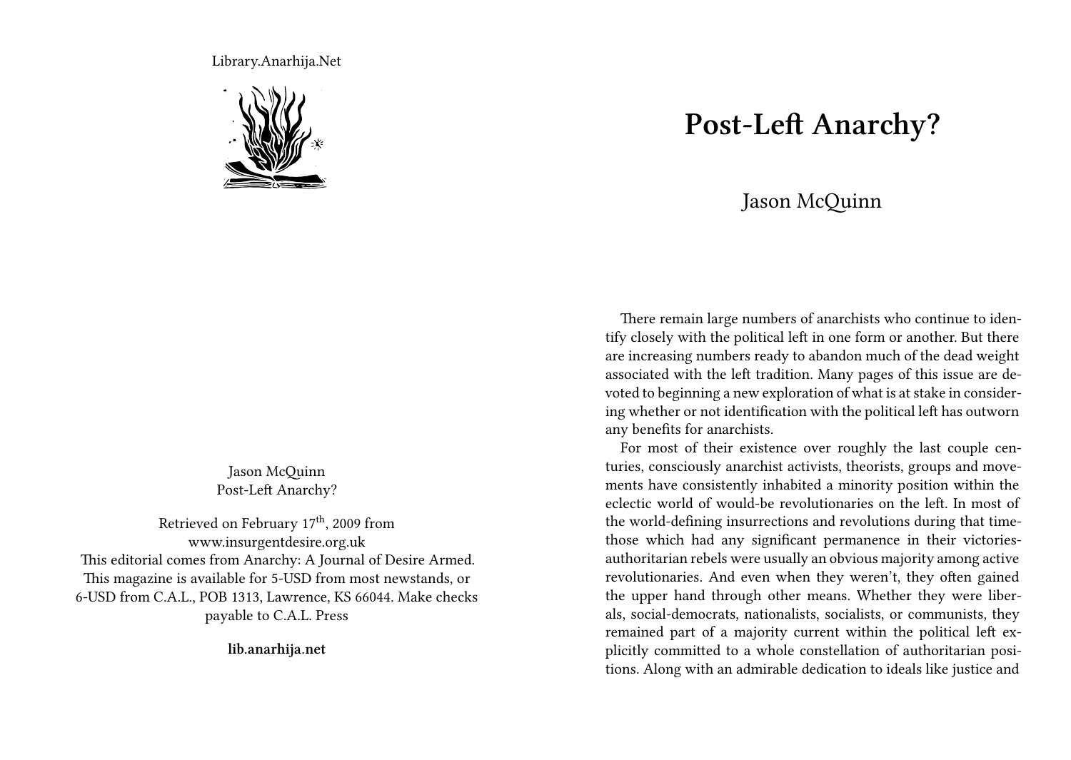Library.Anarhija.Net

Jason McQuinn
Post-Left Anarchy?

Retrieved on February 17th, 2009 from www.insurgentdesire.org.uk
This editorial comes from Anarchy: A Journal of Desire Armed. This magazine is available for 5-USD from most newstands, or 6-USD from C.A.L., POB 1313, Lawrence, KS 66044. Make checks payable to C.A.L. Press

**lib.anarhija.net**

# Post-Left Anarchy?

## Jason McQuinn

There remain large numbers of anarchists who continue to identify closely with the political left in one form or another. But there are increasing numbers ready to abandon much of the dead weight associated with the left tradition. Many pages of this issue are devoted to beginning a new exploration of what is at stake in considering whether or not identification with the political left has outworn any benefits for anarchists.

For most of their existence over roughly the last couple centuries, consciously anarchist activists, theorists, groups and movements have consistently inhabited a minority position within the eclectic world of would-be revolutionaries on the left. In most of the world-defining insurrections and revolutions during that time-those which had any significant permanence in their victories-authoritarian rebels were usually an obvious majority among active revolutionaries. And even when they weren't, they often gained the upper hand through other means. Whether they were liberals, social-democrats, nationalists, socialists, or communists, they remained part of a majority current within the political left explicitly committed to a whole constellation of authoritarian positions. Along with an admirable dedication to ideals like justice and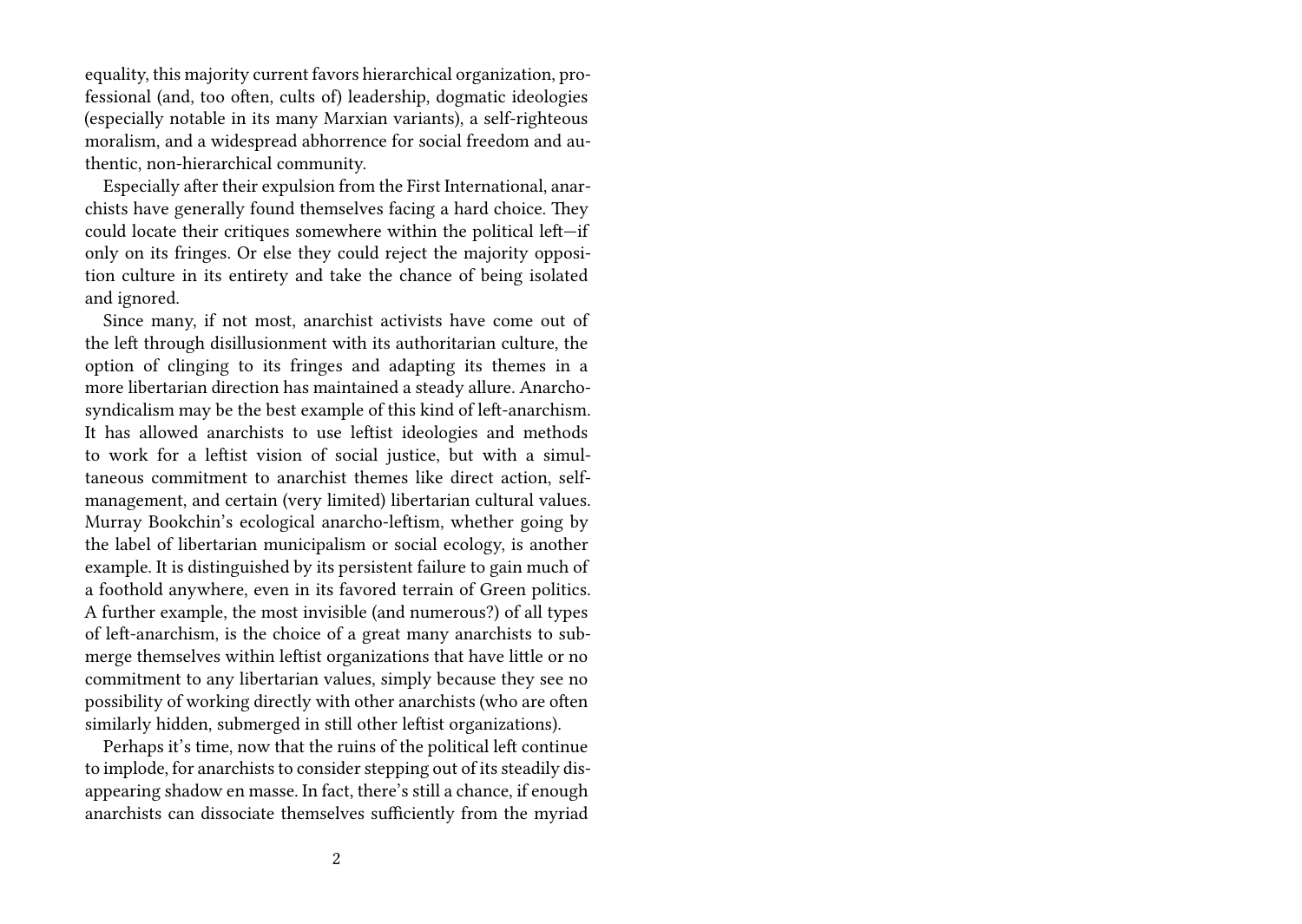equality, this majority current favors hierarchical organization, professional (and, too often, cults of) leadership, dogmatic ideologies (especially notable in its many Marxian variants), a self-righteous moralism, and a widespread abhorrence for social freedom and authentic, non-hierarchical community.

Especially after their expulsion from the First International, anarchists have generally found themselves facing a hard choice. They could locate their critiques somewhere within the political left—if only on its fringes. Or else they could reject the majority opposition culture in its entirety and take the chance of being isolated and ignored.

Since many, if not most, anarchist activists have come out of the left through disillusionment with its authoritarian culture, the option of clinging to its fringes and adapting its themes in a more libertarian direction has maintained a steady allure. Anarcho-syndicalism may be the best example of this kind of left-anarchism. It has allowed anarchists to use leftist ideologies and methods to work for a leftist vision of social justice, but with a simultaneous commitment to anarchist themes like direct action, self-management, and certain (very limited) libertarian cultural values. Murray Bookchin's ecological anarcho-leftism, whether going by the label of libertarian municipalism or social ecology, is another example. It is distinguished by its persistent failure to gain much of a foothold anywhere, even in its favored terrain of Green politics. A further example, the most invisible (and numerous?) of all types of left-anarchism, is the choice of a great many anarchists to submerge themselves within leftist organizations that have little or no commitment to any libertarian values, simply because they see no possibility of working directly with other anarchists (who are often similarly hidden, submerged in still other leftist organizations).

Perhaps it's time, now that the ruins of the political left continue to implode, for anarchists to consider stepping out of its steadily disappearing shadow en masse. In fact, there's still a chance, if enough anarchists can dissociate themselves sufficiently from the myriad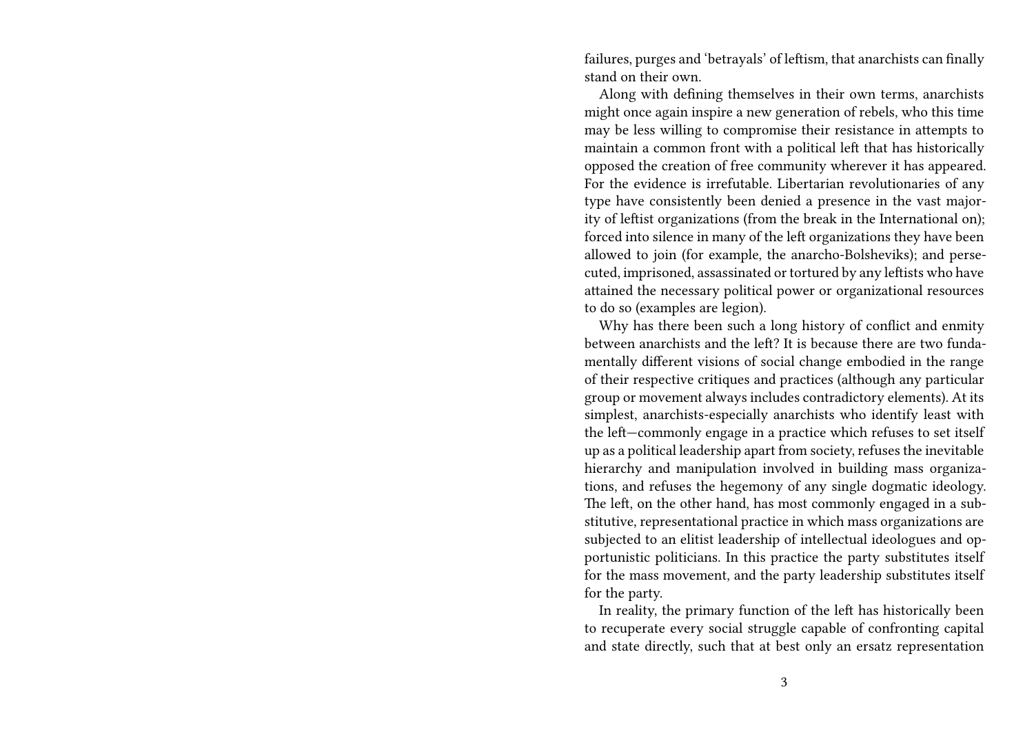failures, purges and 'betrayals' of leftism, that anarchists can finally stand on their own.

Along with defining themselves in their own terms, anarchists might once again inspire a new generation of rebels, who this time may be less willing to compromise their resistance in attempts to maintain a common front with a political left that has historically opposed the creation of free community wherever it has appeared. For the evidence is irrefutable. Libertarian revolutionaries of any type have consistently been denied a presence in the vast majority of leftist organizations (from the break in the International on); forced into silence in many of the left organizations they have been allowed to join (for example, the anarcho-Bolsheviks); and persecuted, imprisoned, assassinated or tortured by any leftists who have attained the necessary political power or organizational resources to do so (examples are legion).

Why has there been such a long history of conflict and enmity between anarchists and the left? It is because there are two fundamentally different visions of social change embodied in the range of their respective critiques and practices (although any particular group or movement always includes contradictory elements). At its simplest, anarchists-especially anarchists who identify least with the left—commonly engage in a practice which refuses to set itself up as a political leadership apart from society, refuses the inevitable hierarchy and manipulation involved in building mass organizations, and refuses the hegemony of any single dogmatic ideology. The left, on the other hand, has most commonly engaged in a substitutive, representational practice in which mass organizations are subjected to an elitist leadership of intellectual ideologues and opportunistic politicians. In this practice the party substitutes itself for the mass movement, and the party leadership substitutes itself for the party.

In reality, the primary function of the left has historically been to recuperate every social struggle capable of confronting capital and state directly, such that at best only an ersatz representation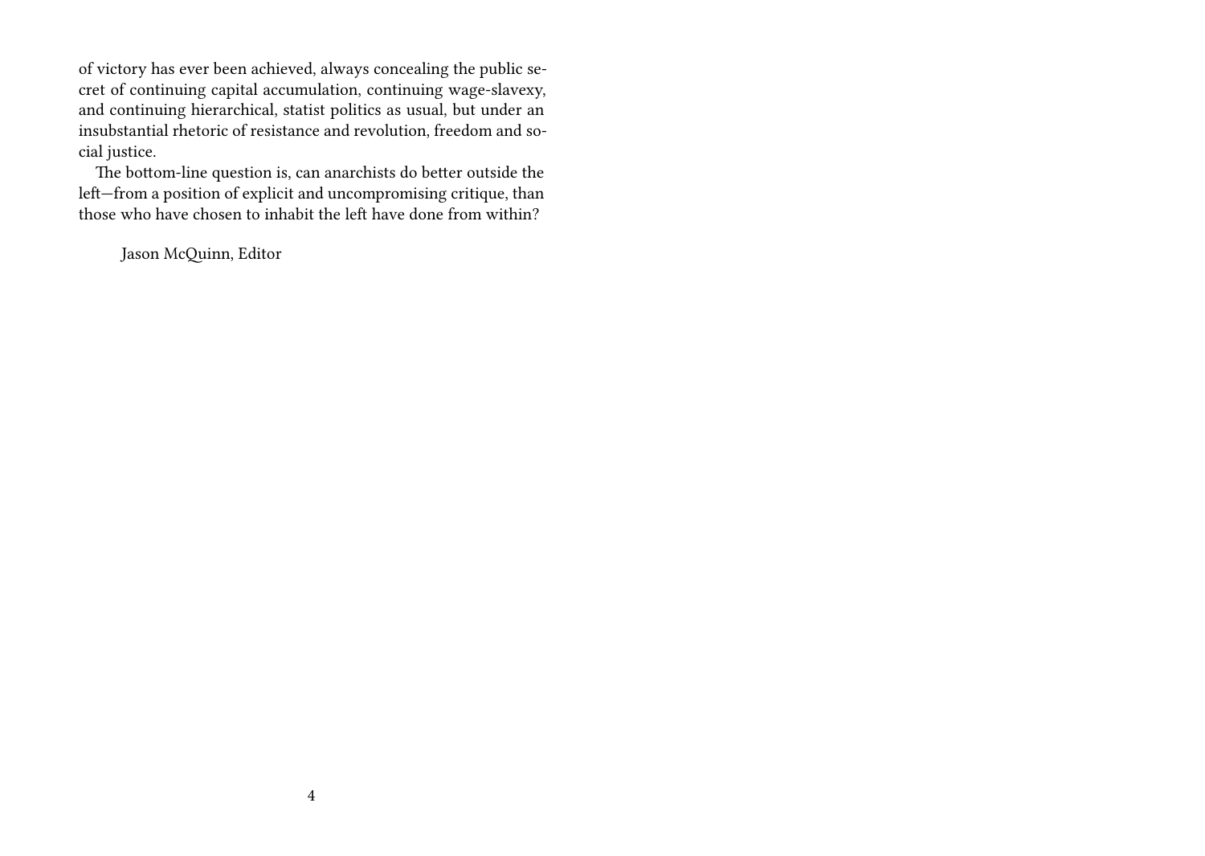of victory has ever been achieved, always concealing the public secret of continuing capital accumulation, continuing wage-slavexy, and continuing hierarchical, statist politics as usual, but under an insubstantial rhetoric of resistance and revolution, freedom and social justice.

The bottom-line question is, can anarchists do better outside the left—from a position of explicit and uncompromising critique, than those who have chosen to inhabit the left have done from within?

Jason McQuinn, Editor